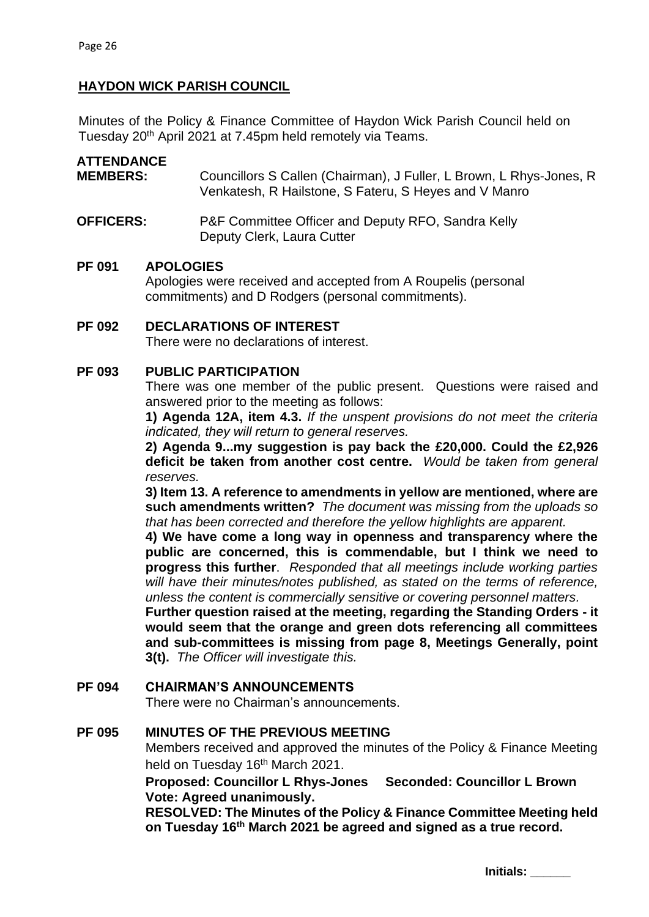## HAYDON WICK PARISH COUNCIL

Minutes of the Policy & Finance Committee of Haydon Wick Parish Council held on Tuesday 20th April 2021 at 7.45pm held remotely via Teams.

**ATTENDANCE**

**MEMBERS:** Councillors S Callen (Chairman), J Fuller, L Brown, L Rhys-Jones, R Venkatesh, R Hailstone, S Fateru, S Heyes and V Manro

**OFFICERS:** P&F Committee Officer and Deputy RFO, Sandra Kelly
Deputy Clerk, Laura Cutter

**PF 091 APOLOGIES**

Apologies were received and accepted from A Roupelis (personal commitments) and D Rodgers (personal commitments).

**PF 092 DECLARATIONS OF INTEREST**

There were no declarations of interest.

**PF 093 PUBLIC PARTICIPATION**

There was one member of the public present. Questions were raised and answered prior to the meeting as follows:

**1) Agenda 12A, item 4.3.** *If the unspent provisions do not meet the criteria indicated, they will return to general reserves.*

**2) Agenda 9...my suggestion is pay back the £20,000. Could the £2,926 deficit be taken from another cost centre.** *Would be taken from general reserves.*

**3) Item 13. A reference to amendments in yellow are mentioned, where are such amendments written?** *The document was missing from the uploads so that has been corrected and therefore the yellow highlights are apparent.*

**4) We have come a long way in openness and transparency where the public are concerned, this is commendable, but I think we need to progress this further**. *Responded that all meetings include working parties will have their minutes/notes published, as stated on the terms of reference, unless the content is commercially sensitive or covering personnel matters.*

**Further question raised at the meeting, regarding the Standing Orders - it would seem that the orange and green dots referencing all committees and sub-committees is missing from page 8, Meetings Generally, point 3(t).** *The Officer will investigate this.*

**PF 094 CHAIRMAN'S ANNOUNCEMENTS**

There were no Chairman's announcements.

**PF 095 MINUTES OF THE PREVIOUS MEETING**

Members received and approved the minutes of the Policy & Finance Meeting held on Tuesday 16th March 2021.

**Proposed: Councillor L Rhys-Jones Seconded: Councillor L Brown**
**Vote: Agreed unanimously.**

**RESOLVED: The Minutes of the Policy & Finance Committee Meeting held on Tuesday 16th March 2021 be agreed and signed as a true record.**

**Initials: \_\_\_\_\_\_**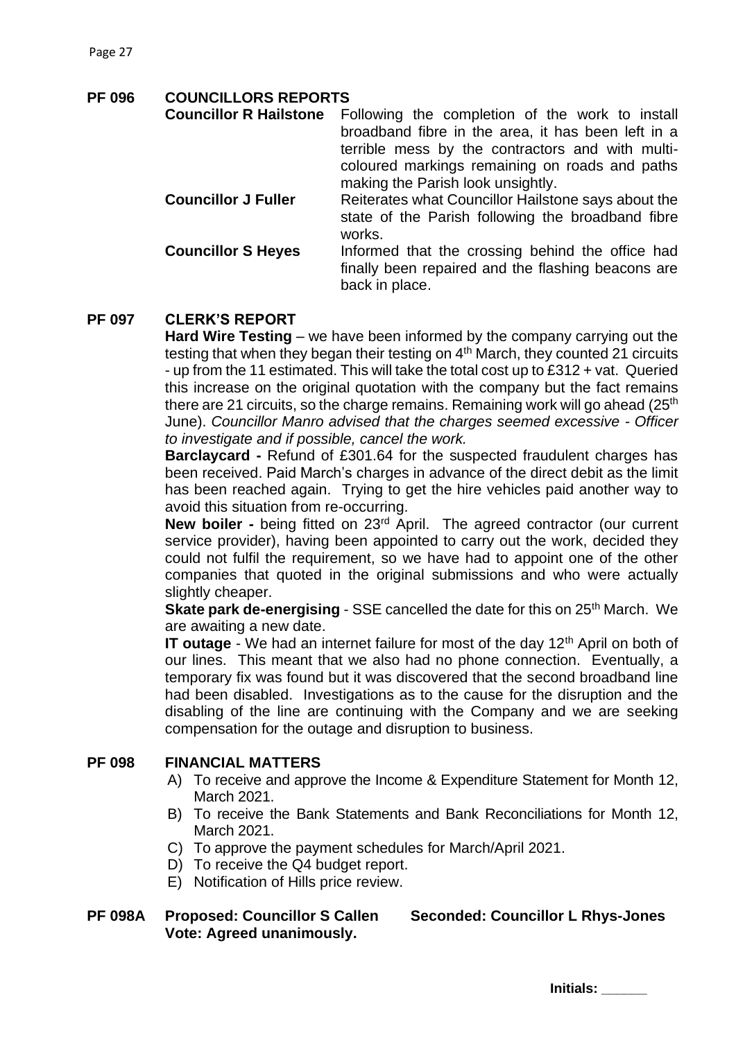## PF 096 COUNCILLORS REPORTS

**Councillor R Hailstone** Following the completion of the work to install broadband fibre in the area, it has been left in a terrible mess by the contractors and with multi-coloured markings remaining on roads and paths making the Parish look unsightly.

**Councillor J Fuller** Reiterates what Councillor Hailstone says about the state of the Parish following the broadband fibre works.

**Councillor S Heyes** Informed that the crossing behind the office had finally been repaired and the flashing beacons are back in place.

## PF 097 CLERK'S REPORT

**Hard Wire Testing** – we have been informed by the company carrying out the testing that when they began their testing on 4th March, they counted 21 circuits - up from the 11 estimated. This will take the total cost up to £312 + vat. Queried this increase on the original quotation with the company but the fact remains there are 21 circuits, so the charge remains. Remaining work will go ahead (25th June). *Councillor Manro advised that the charges seemed excessive - Officer to investigate and if possible, cancel the work.*

**Barclaycard -** Refund of £301.64 for the suspected fraudulent charges has been received. Paid March's charges in advance of the direct debit as the limit has been reached again. Trying to get the hire vehicles paid another way to avoid this situation from re-occurring.

**New boiler -** being fitted on 23rd April. The agreed contractor (our current service provider), having been appointed to carry out the work, decided they could not fulfil the requirement, so we have had to appoint one of the other companies that quoted in the original submissions and who were actually slightly cheaper.

**Skate park de-energising** - SSE cancelled the date for this on 25th March. We are awaiting a new date.

**IT outage** - We had an internet failure for most of the day 12th April on both of our lines. This meant that we also had no phone connection. Eventually, a temporary fix was found but it was discovered that the second broadband line had been disabled. Investigations as to the cause for the disruption and the disabling of the line are continuing with the Company and we are seeking compensation for the outage and disruption to business.

## PF 098 FINANCIAL MATTERS

A) To receive and approve the Income & Expenditure Statement for Month 12, March 2021.
B) To receive the Bank Statements and Bank Reconciliations for Month 12, March 2021.
C) To approve the payment schedules for March/April 2021.
D) To receive the Q4 budget report.
E) Notification of Hills price review.

**PF 098A Proposed: Councillor S Callen Seconded: Councillor L Rhys-Jones**
**Vote: Agreed unanimously.**

**Initials: ______**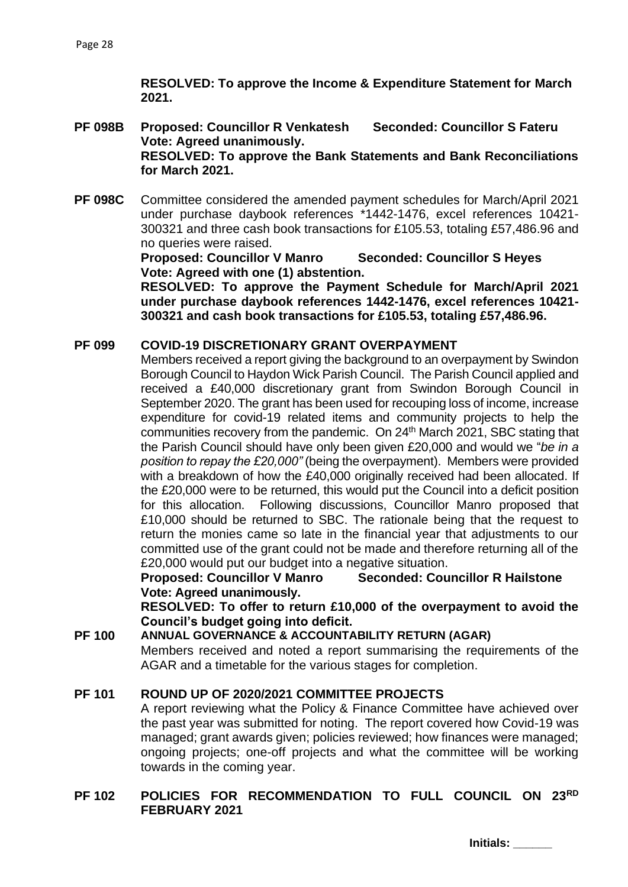**RESOLVED: To approve the Income & Expenditure Statement for March 2021.**

**PF 098B Proposed: Councillor R Venkatesh Seconded: Councillor S Fateru**
**Vote: Agreed unanimously.**
**RESOLVED: To approve the Bank Statements and Bank Reconciliations for March 2021.**

**PF 098C** Committee considered the amended payment schedules for March/April 2021 under purchase daybook references *1442-1476, excel references 10421-300321 and three cash book transactions for £105.53, totaling £57,486.96 and no queries were raised.
**Proposed: Councillor V Manro Seconded: Councillor S Heyes**
**Vote: Agreed with one (1) abstention.**
**RESOLVED: To approve the Payment Schedule for March/April 2021 under purchase daybook references 1442-1476, excel references 10421-300321 and cash book transactions for £105.53, totaling £57,486.96.**

## PF 099 COVID-19 DISCRETIONARY GRANT OVERPAYMENT

Members received a report giving the background to an overpayment by Swindon Borough Council to Haydon Wick Parish Council. The Parish Council applied and received a £40,000 discretionary grant from Swindon Borough Council in September 2020. The grant has been used for recouping loss of income, increase expenditure for covid-19 related items and community projects to help the communities recovery from the pandemic. On 24th March 2021, SBC stating that the Parish Council should have only been given £20,000 and would we "*be in a position to repay the £20,000"* (being the overpayment). Members were provided with a breakdown of how the £40,000 originally received had been allocated. If the £20,000 were to be returned, this would put the Council into a deficit position for this allocation. Following discussions, Councillor Manro proposed that £10,000 should be returned to SBC. The rationale being that the request to return the monies came so late in the financial year that adjustments to our committed use of the grant could not be made and therefore returning all of the £20,000 would put our budget into a negative situation.
**Proposed: Councillor V Manro Seconded: Councillor R Hailstone**
**Vote: Agreed unanimously.**
**RESOLVED: To offer to return £10,000 of the overpayment to avoid the Council's budget going into deficit.**

## PF 100 ANNUAL GOVERNANCE & ACCOUNTABILITY RETURN (AGAR)

Members received and noted a report summarising the requirements of the AGAR and a timetable for the various stages for completion.

## PF 101 ROUND UP OF 2020/2021 COMMITTEE PROJECTS

A report reviewing what the Policy & Finance Committee have achieved over the past year was submitted for noting. The report covered how Covid-19 was managed; grant awards given; policies reviewed; how finances were managed; ongoing projects; one-off projects and what the committee will be working towards in the coming year.

## PF 102 POLICIES FOR RECOMMENDATION TO FULL COUNCIL ON 23RD FEBRUARY 2021

Initials: ______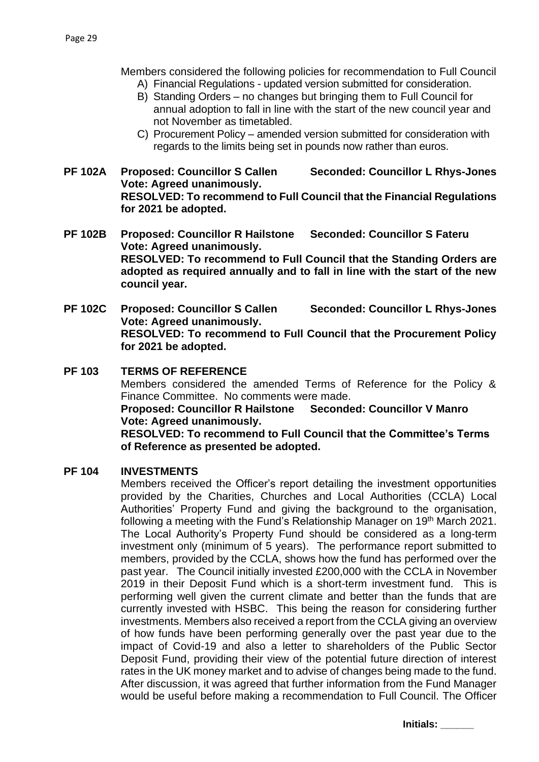Members considered the following policies for recommendation to Full Council

A) Financial Regulations - updated version submitted for consideration.
B) Standing Orders – no changes but bringing them to Full Council for annual adoption to fall in line with the start of the new council year and not November as timetabled.
C) Procurement Policy – amended version submitted for consideration with regards to the limits being set in pounds now rather than euros.

**PF 102A Proposed: Councillor S Callen Seconded: Councillor L Rhys-Jones**
**Vote: Agreed unanimously.**
**RESOLVED: To recommend to Full Council that the Financial Regulations for 2021 be adopted.**

**PF 102B Proposed: Councillor R Hailstone Seconded: Councillor S Fateru**
**Vote: Agreed unanimously.**
**RESOLVED: To recommend to Full Council that the Standing Orders are adopted as required annually and to fall in line with the start of the new council year.**

**PF 102C Proposed: Councillor S Callen Seconded: Councillor L Rhys-Jones**
**Vote: Agreed unanimously.**
**RESOLVED: To recommend to Full Council that the Procurement Policy for 2021 be adopted.**

**PF 103 TERMS OF REFERENCE**

Members considered the amended Terms of Reference for the Policy & Finance Committee. No comments were made.
**Proposed: Councillor R Hailstone Seconded: Councillor V Manro**
**Vote: Agreed unanimously.**
**RESOLVED: To recommend to Full Council that the Committee's Terms of Reference as presented be adopted.**

**PF 104 INVESTMENTS**

Members received the Officer's report detailing the investment opportunities provided by the Charities, Churches and Local Authorities (CCLA) Local Authorities' Property Fund and giving the background to the organisation, following a meeting with the Fund's Relationship Manager on 19th March 2021. The Local Authority's Property Fund should be considered as a long-term investment only (minimum of 5 years). The performance report submitted to members, provided by the CCLA, shows how the fund has performed over the past year. The Council initially invested £200,000 with the CCLA in November 2019 in their Deposit Fund which is a short-term investment fund. This is performing well given the current climate and better than the funds that are currently invested with HSBC. This being the reason for considering further investments. Members also received a report from the CCLA giving an overview of how funds have been performing generally over the past year due to the impact of Covid-19 and also a letter to shareholders of the Public Sector Deposit Fund, providing their view of the potential future direction of interest rates in the UK money market and to advise of changes being made to the fund. After discussion, it was agreed that further information from the Fund Manager would be useful before making a recommendation to Full Council. The Officer

Initials: ______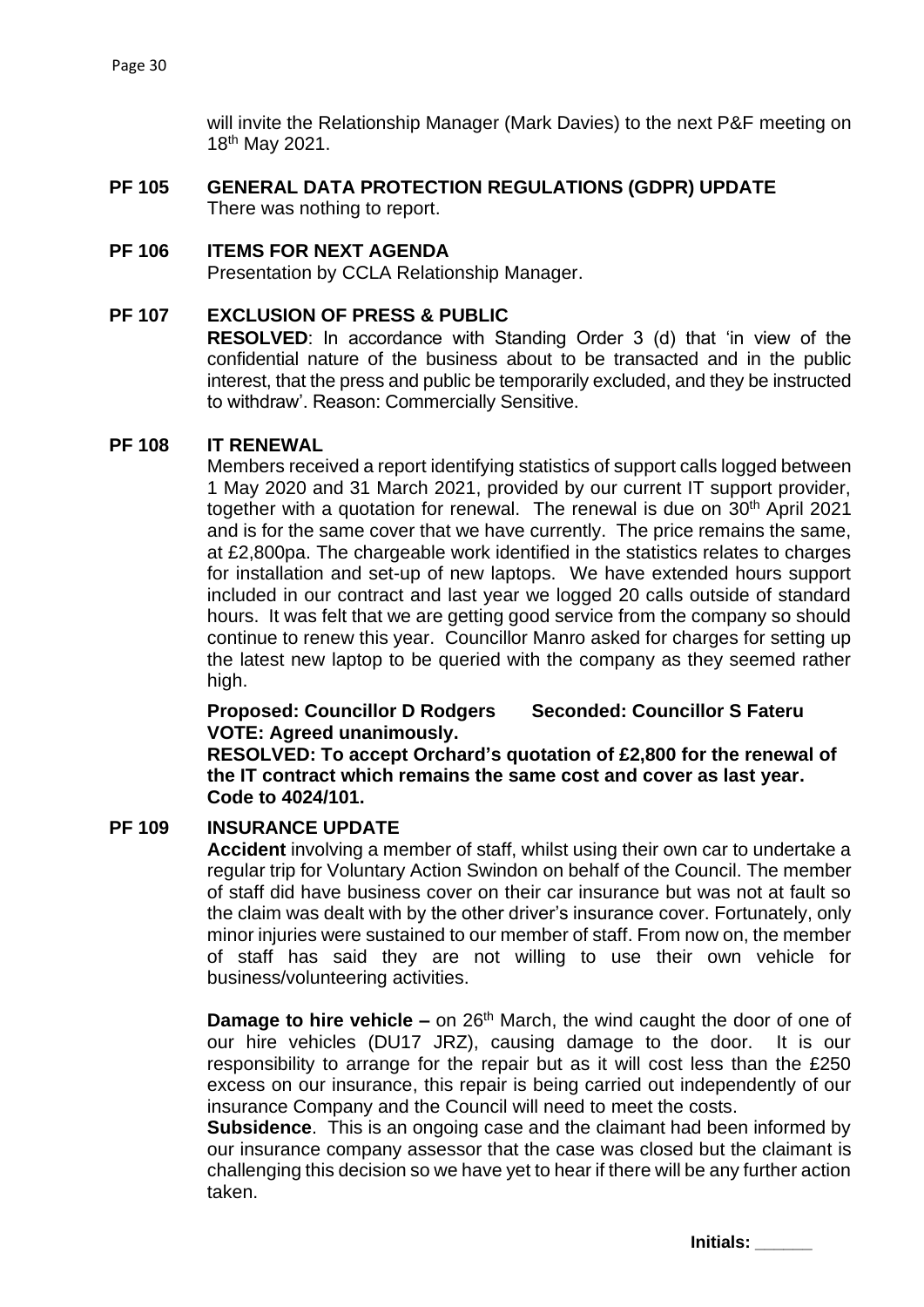will invite the Relationship Manager (Mark Davies) to the next P&F meeting on 18th May 2021.

**PF 105 GENERAL DATA PROTECTION REGULATIONS (GDPR) UPDATE**

There was nothing to report.

**PF 106 ITEMS FOR NEXT AGENDA**

Presentation by CCLA Relationship Manager.

**PF 107 EXCLUSION OF PRESS & PUBLIC**

**RESOLVED**: In accordance with Standing Order 3 (d) that 'in view of the confidential nature of the business about to be transacted and in the public interest, that the press and public be temporarily excluded, and they be instructed to withdraw'. Reason: Commercially Sensitive.

**PF 108 IT RENEWAL**

Members received a report identifying statistics of support calls logged between 1 May 2020 and 31 March 2021, provided by our current IT support provider, together with a quotation for renewal. The renewal is due on 30th April 2021 and is for the same cover that we have currently. The price remains the same, at £2,800pa. The chargeable work identified in the statistics relates to charges for installation and set-up of new laptops. We have extended hours support included in our contract and last year we logged 20 calls outside of standard hours. It was felt that we are getting good service from the company so should continue to renew this year. Councillor Manro asked for charges for setting up the latest new laptop to be queried with the company as they seemed rather high.

**Proposed: Councillor D Rodgers Seconded: Councillor S Fateru**
**VOTE: Agreed unanimously.**
**RESOLVED: To accept Orchard's quotation of £2,800 for the renewal of the IT contract which remains the same cost and cover as last year. Code to 4024/101.**

**PF 109 INSURANCE UPDATE**

**Accident** involving a member of staff, whilst using their own car to undertake a regular trip for Voluntary Action Swindon on behalf of the Council. The member of staff did have business cover on their car insurance but was not at fault so the claim was dealt with by the other driver's insurance cover. Fortunately, only minor injuries were sustained to our member of staff. From now on, the member of staff has said they are not willing to use their own vehicle for business/volunteering activities.

**Damage to hire vehicle –** on 26th March, the wind caught the door of one of our hire vehicles (DU17 JRZ), causing damage to the door. It is our responsibility to arrange for the repair but as it will cost less than the £250 excess on our insurance, this repair is being carried out independently of our insurance Company and the Council will need to meet the costs.

**Subsidence**. This is an ongoing case and the claimant had been informed by our insurance company assessor that the case was closed but the claimant is challenging this decision so we have yet to hear if there will be any further action taken.

**Initials: \_\_\_\_\_\_**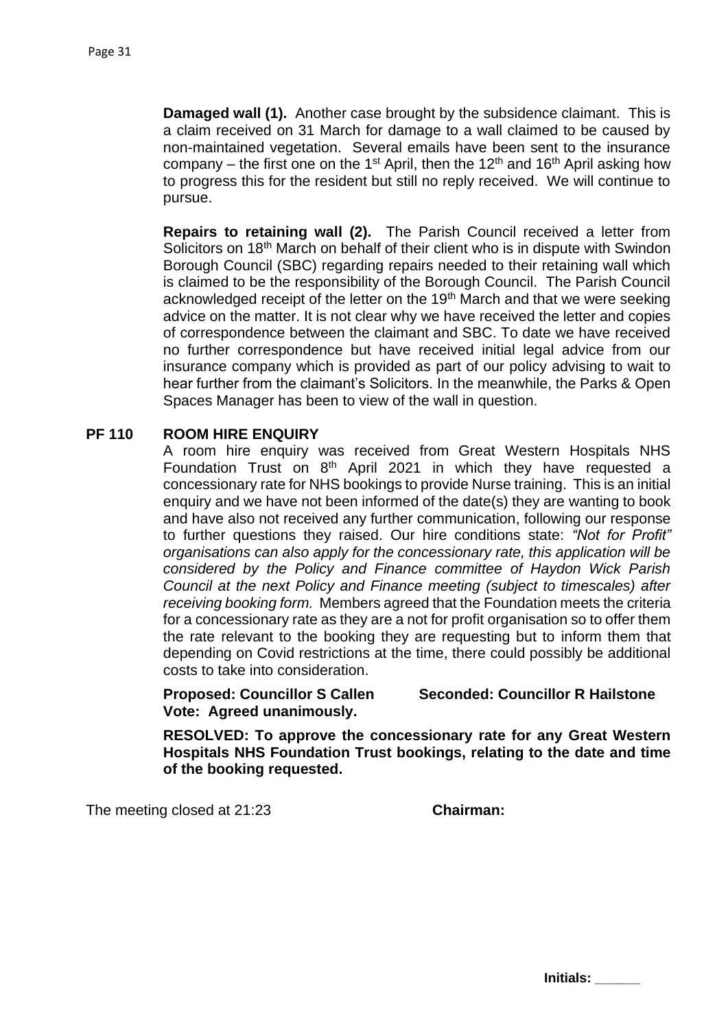**Damaged wall (1).** Another case brought by the subsidence claimant. This is a claim received on 31 March for damage to a wall claimed to be caused by non-maintained vegetation. Several emails have been sent to the insurance company – the first one on the 1st April, then the 12th and 16th April asking how to progress this for the resident but still no reply received. We will continue to pursue.

**Repairs to retaining wall (2).** The Parish Council received a letter from Solicitors on 18th March on behalf of their client who is in dispute with Swindon Borough Council (SBC) regarding repairs needed to their retaining wall which is claimed to be the responsibility of the Borough Council. The Parish Council acknowledged receipt of the letter on the 19th March and that we were seeking advice on the matter. It is not clear why we have received the letter and copies of correspondence between the claimant and SBC. To date we have received no further correspondence but have received initial legal advice from our insurance company which is provided as part of our policy advising to wait to hear further from the claimant's Solicitors. In the meanwhile, the Parks & Open Spaces Manager has been to view of the wall in question.

**PF 110 ROOM HIRE ENQUIRY**

A room hire enquiry was received from Great Western Hospitals NHS Foundation Trust on 8th April 2021 in which they have requested a concessionary rate for NHS bookings to provide Nurse training. This is an initial enquiry and we have not been informed of the date(s) they are wanting to book and have also not received any further communication, following our response to further questions they raised. Our hire conditions state: *"Not for Profit" organisations can also apply for the concessionary rate, this application will be considered by the Policy and Finance committee of Haydon Wick Parish Council at the next Policy and Finance meeting (subject to timescales) after receiving booking form.* Members agreed that the Foundation meets the criteria for a concessionary rate as they are a not for profit organisation so to offer them the rate relevant to the booking they are requesting but to inform them that depending on Covid restrictions at the time, there could possibly be additional costs to take into consideration.

**Proposed: Councillor S Callen Seconded: Councillor R Hailstone**
**Vote: Agreed unanimously.**

**RESOLVED: To approve the concessionary rate for any Great Western Hospitals NHS Foundation Trust bookings, relating to the date and time of the booking requested.**

The meeting closed at 21:23 **Chairman:**

**Initials: ______**